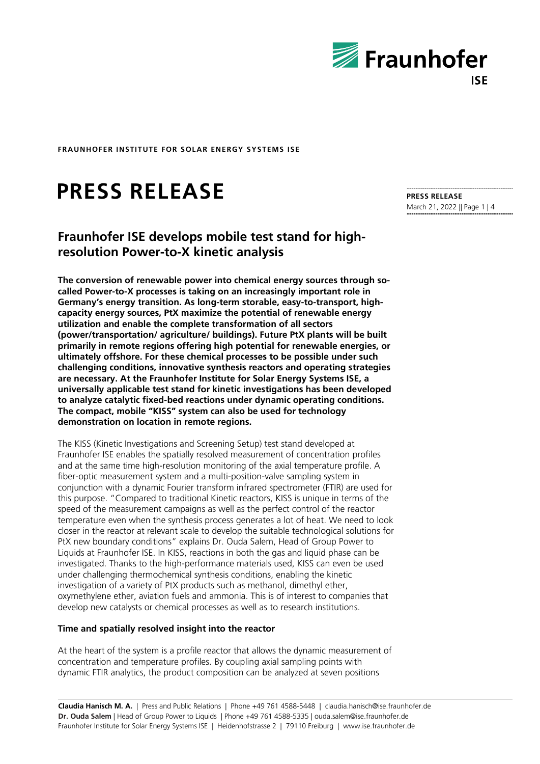**FRAUNHOFER INSTITUTE FOR SOLAR ENERGY SYSTEMS ISE**

# PRESS RELEASE

**PRESS RELEASE**
March 21, 2022

## Fraunhofer ISE develops mobile test stand for high-resolution Power-to-X kinetic analysis

**The conversion of renewable power into chemical energy sources through so-called Power-to-X processes is taking on an increasingly important role in Germany's energy transition. As long-term storable, easy-to-transport, high-capacity energy sources, PtX maximize the potential of renewable energy utilization and enable the complete transformation of all sectors (power/transportation/ agriculture/ buildings). Future PtX plants will be built primarily in remote regions offering high potential for renewable energies, or ultimately offshore. For these chemical processes to be possible under such challenging conditions, innovative synthesis reactors and operating strategies are necessary. At the Fraunhofer Institute for Solar Energy Systems ISE, a universally applicable test stand for kinetic investigations has been developed to analyze catalytic fixed-bed reactions under dynamic operating conditions. The compact, mobile "KISS" system can also be used for technology demonstration on location in remote regions.**

The KISS (Kinetic Investigations and Screening Setup) test stand developed at Fraunhofer ISE enables the spatially resolved measurement of concentration profiles and at the same time high-resolution monitoring of the axial temperature profile. A fiber-optic measurement system and a multi-position-valve sampling system in conjunction with a dynamic Fourier transform infrared spectrometer (FTIR) are used for this purpose. "Compared to traditional Kinetic reactors, KISS is unique in terms of the speed of the measurement campaigns as well as the perfect control of the reactor temperature even when the synthesis process generates a lot of heat. We need to look closer in the reactor at relevant scale to develop the suitable technological solutions for PtX new boundary conditions" explains Dr. Ouda Salem, Head of Group Power to Liquids at Fraunhofer ISE. In KISS, reactions in both the gas and liquid phase can be investigated. Thanks to the high-performance materials used, KISS can even be used under challenging thermochemical synthesis conditions, enabling the kinetic investigation of a variety of PtX products such as methanol, dimethyl ether, oxymethylene ether, aviation fuels and ammonia. This is of interest to companies that develop new catalysts or chemical processes as well as to research institutions.

### Time and spatially resolved insight into the reactor

At the heart of the system is a profile reactor that allows the dynamic measurement of concentration and temperature profiles. By coupling axial sampling points with dynamic FTIR analytics, the product composition can be analyzed at seven positions

**Claudia Hanisch M. A.** | Press and Public Relations | Phone +49 761 4588-5448 | claudia.hanisch@ise.fraunhofer.de
**Dr. Ouda Salem** | Head of Group Power to Liquids | Phone +49 761 4588-5335 | ouda.salem@ise.fraunhofer.de
Fraunhofer Institute for Solar Energy Systems ISE | Heidenhofstrasse 2 | 79110 Freiburg | www.ise.fraunhofer.de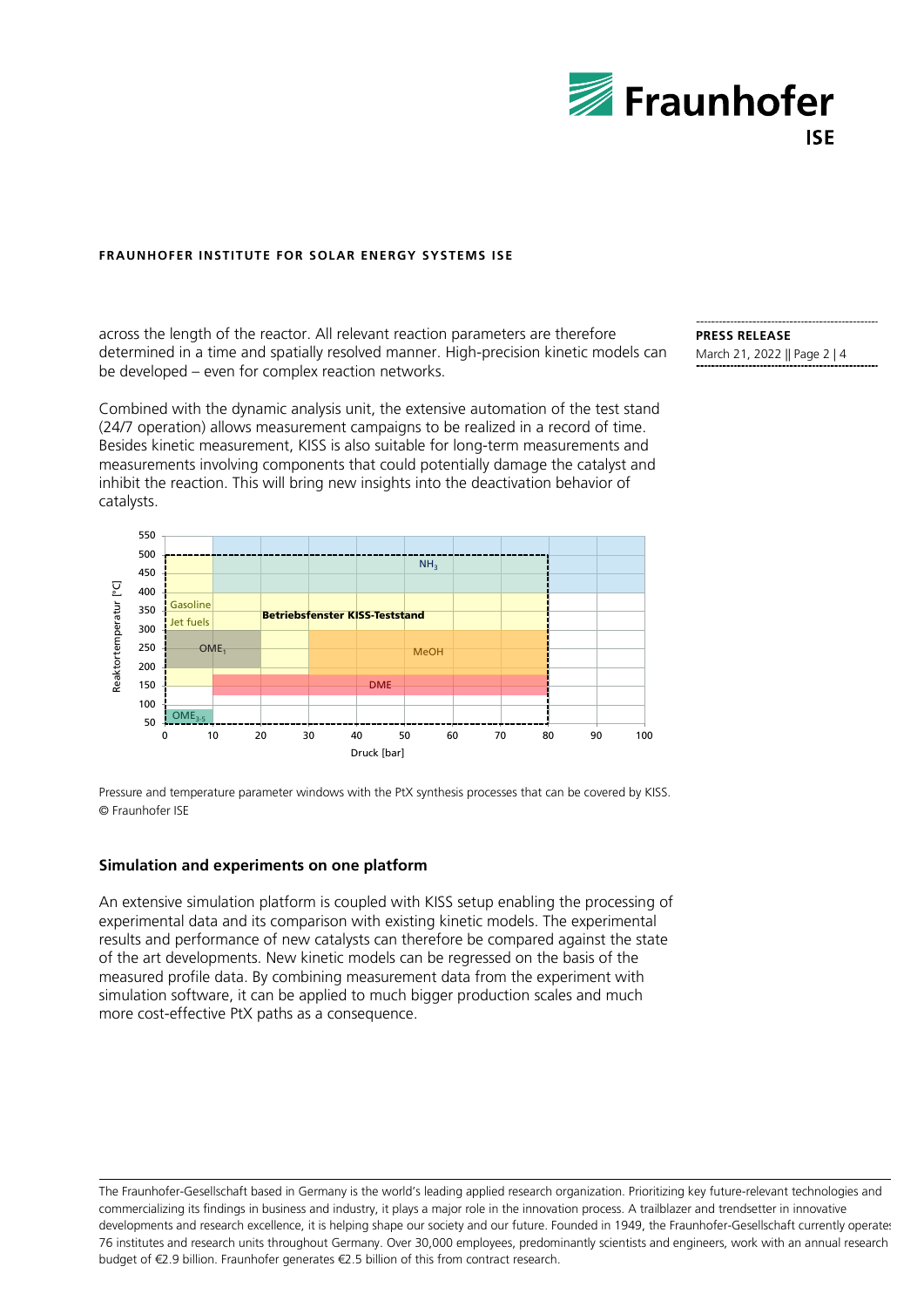across the length of the reactor. All relevant reaction parameters are therefore determined in a time and spatially resolved manner. High-precision kinetic models can be developed – even for complex reaction networks.

Combined with the dynamic analysis unit, the extensive automation of the test stand (24/7 operation) allows measurement campaigns to be realized in a record of time. Besides kinetic measurement, KISS is also suitable for long-term measurements and measurements involving components that could potentially damage the catalyst and inhibit the reaction. This will bring new insights into the deactivation behavior of catalysts.

Pressure and temperature parameter windows with the PtX synthesis processes that can be covered by KISS.
© Fraunhofer ISE

**Simulation and experiments on one platform**

An extensive simulation platform is coupled with KISS setup enabling the processing of experimental data and its comparison with existing kinetic models. The experimental results and performance of new catalysts can therefore be compared against the state of the art developments. New kinetic models can be regressed on the basis of the measured profile data. By combining measurement data from the experiment with simulation software, it can be applied to much bigger production scales and much more cost-effective PtX paths as a consequence.

The Fraunhofer-Gesellschaft based in Germany is the world's leading applied research organization. Prioritizing key future-relevant technologies and commercializing its findings in business and industry, it plays a major role in the innovation process. A trailblazer and trendsetter in innovative developments and research excellence, it is helping shape our society and our future. Founded in 1949, the Fraunhofer-Gesellschaft currently operates 76 institutes and research units throughout Germany. Over 30,000 employees, predominantly scientists and engineers, work with an annual research budget of €2.9 billion. Fraunhofer generates €2.5 billion of this from contract research.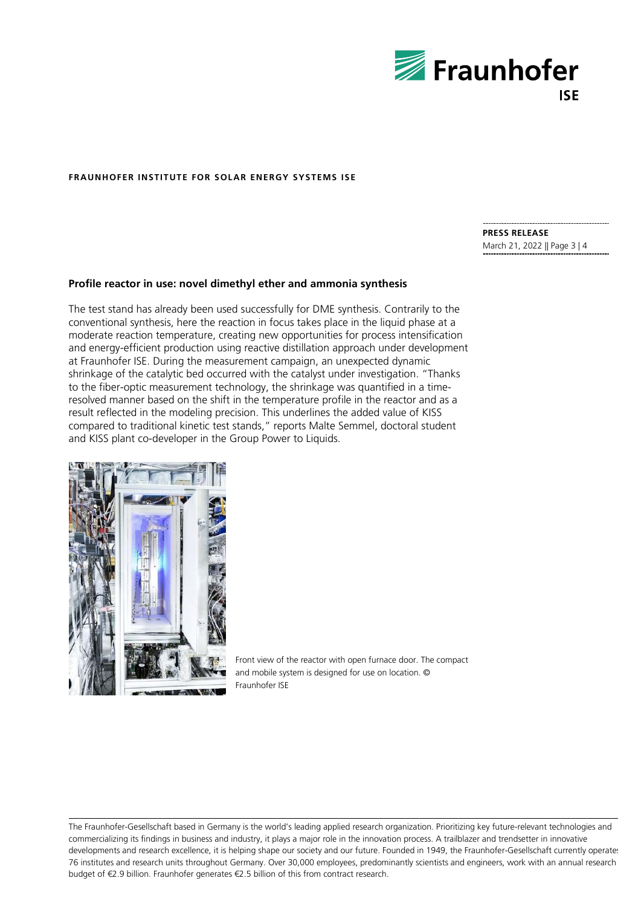## Profile reactor in use: novel dimethyl ether and ammonia synthesis

The test stand has already been used successfully for DME synthesis. Contrarily to the conventional synthesis, here the reaction in focus takes place in the liquid phase at a moderate reaction temperature, creating new opportunities for process intensification and energy-efficient production using reactive distillation approach under development at Fraunhofer ISE. During the measurement campaign, an unexpected dynamic shrinkage of the catalytic bed occurred with the catalyst under investigation. "Thanks to the fiber-optic measurement technology, the shrinkage was quantified in a time-resolved manner based on the shift in the temperature profile in the reactor and as a result reflected in the modeling precision. This underlines the added value of KISS compared to traditional kinetic test stands," reports Malte Semmel, doctoral student and KISS plant co-developer in the Group Power to Liquids.

Front view of the reactor with open furnace door. The compact and mobile system is designed for use on location. © Fraunhofer ISE

The Fraunhofer-Gesellschaft based in Germany is the world's leading applied research organization. Prioritizing key future-relevant technologies and commercializing its findings in business and industry, it plays a major role in the innovation process. A trailblazer and trendsetter in innovative developments and research excellence, it is helping shape our society and our future. Founded in 1949, the Fraunhofer-Gesellschaft currently operates 76 institutes and research units throughout Germany. Over 30,000 employees, predominantly scientists and engineers, work with an annual research budget of €2.9 billion. Fraunhofer generates €2.5 billion of this from contract research.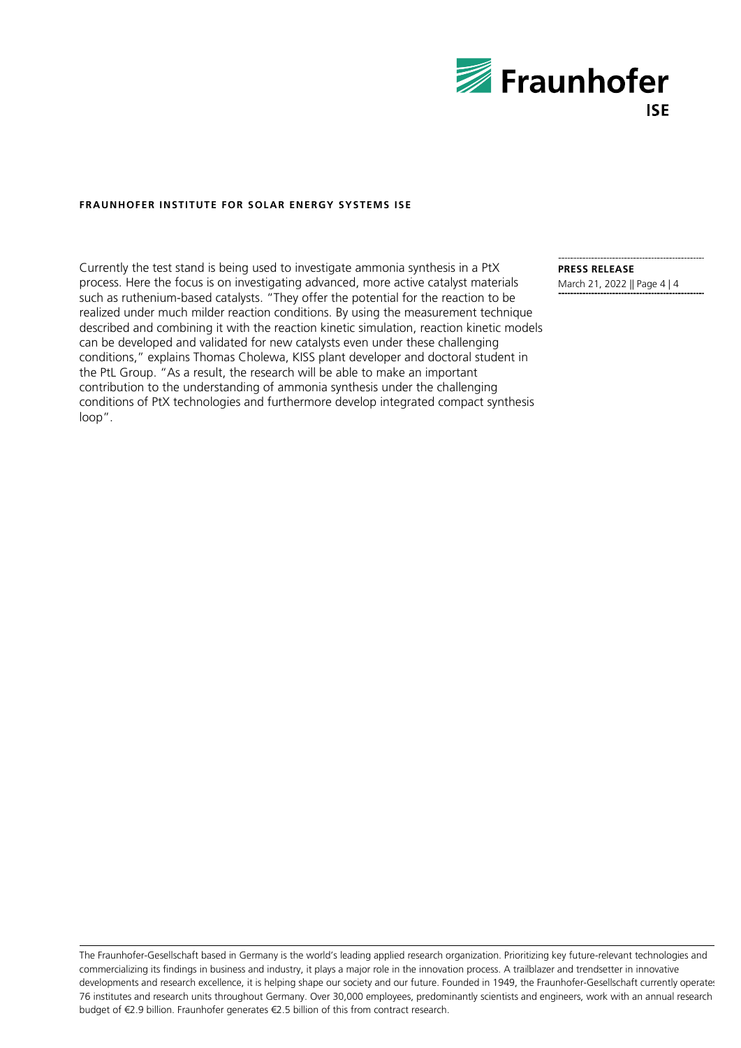**FRAUNHOFER INSTITUTE FOR SOLAR ENERGY SYSTEMS ISE**

Currently the test stand is being used to investigate ammonia synthesis in a PtX process. Here the focus is on investigating advanced, more active catalyst materials such as ruthenium-based catalysts. "They offer the potential for the reaction to be realized under much milder reaction conditions. By using the measurement technique described and combining it with the reaction kinetic simulation, reaction kinetic models can be developed and validated for new catalysts even under these challenging conditions," explains Thomas Cholewa, KISS plant developer and doctoral student in the PtL Group. "As a result, the research will be able to make an important contribution to the understanding of ammonia synthesis under the challenging conditions of PtX technologies and furthermore develop integrated compact synthesis loop".

The Fraunhofer-Gesellschaft based in Germany is the world's leading applied research organization. Prioritizing key future-relevant technologies and commercializing its findings in business and industry, it plays a major role in the innovation process. A trailblazer and trendsetter in innovative developments and research excellence, it is helping shape our society and our future. Founded in 1949, the Fraunhofer-Gesellschaft currently operates 76 institutes and research units throughout Germany. Over 30,000 employees, predominantly scientists and engineers, work with an annual research budget of €2.9 billion. Fraunhofer generates €2.5 billion of this from contract research.